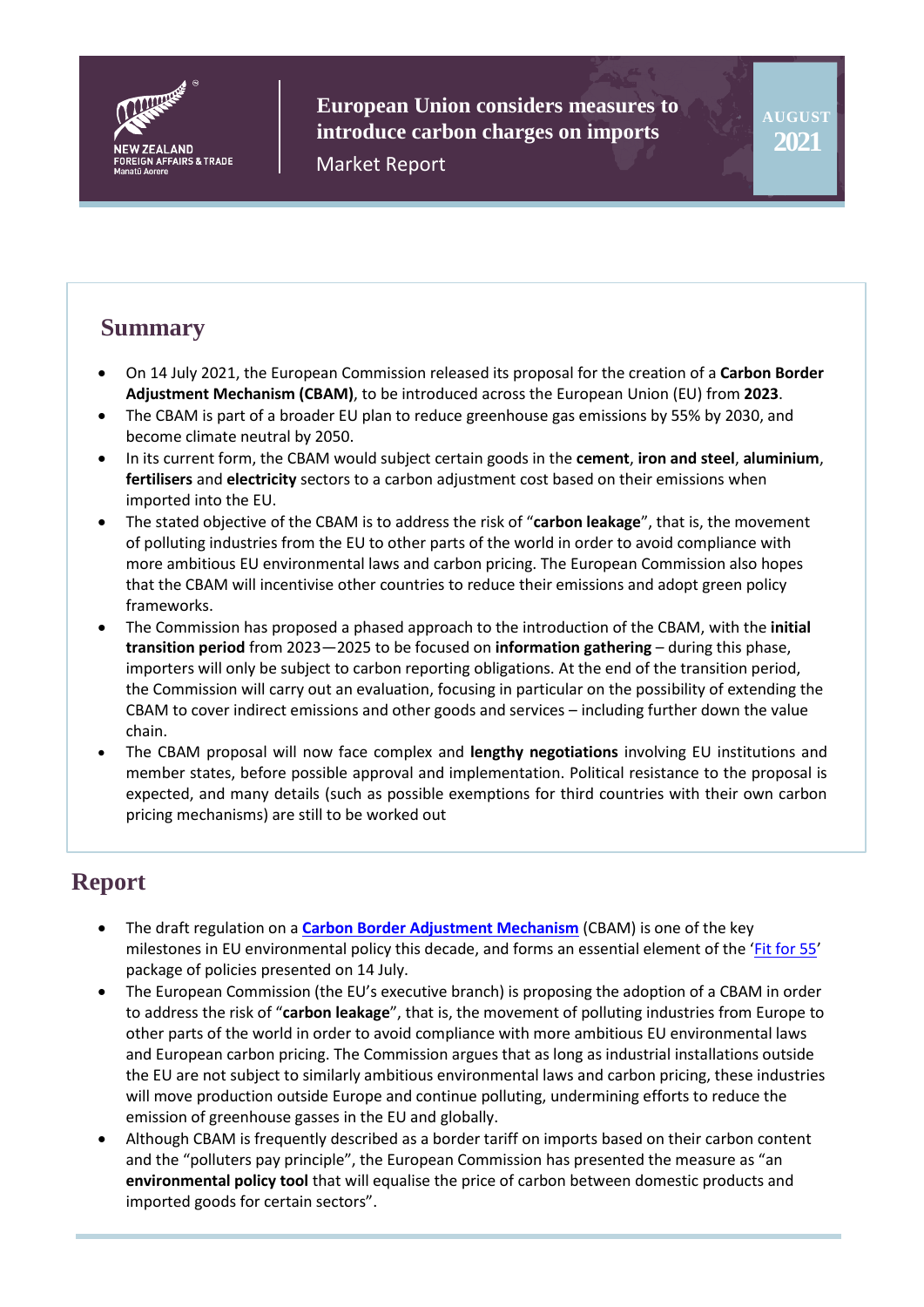NEW ZEALAND
FOREIGN AFFAIRS & TRADE
Manatū Aorere

# European Union considers measures to introduce carbon charges on imports

Market Report

AUGUST 2021

## Summary

- On 14 July 2021, the European Commission released its proposal for the creation of a **Carbon Border Adjustment Mechanism (CBAM)**, to be introduced across the European Union (EU) from **2023**.
- The CBAM is part of a broader EU plan to reduce greenhouse gas emissions by 55% by 2030, and become climate neutral by 2050.
- In its current form, the CBAM would subject certain goods in the **cement**, **iron and steel**, **aluminium**, **fertilisers** and **electricity** sectors to a carbon adjustment cost based on their emissions when imported into the EU.
- The stated objective of the CBAM is to address the risk of "**carbon leakage**", that is, the movement of polluting industries from the EU to other parts of the world in order to avoid compliance with more ambitious EU environmental laws and carbon pricing. The European Commission also hopes that the CBAM will incentivise other countries to reduce their emissions and adopt green policy frameworks.
- The Commission has proposed a phased approach to the introduction of the CBAM, with the **initial transition period** from 2023—2025 to be focused on **information gathering** – during this phase, importers will only be subject to carbon reporting obligations. At the end of the transition period, the Commission will carry out an evaluation, focusing in particular on the possibility of extending the CBAM to cover indirect emissions and other goods and services – including further down the value chain.
- The CBAM proposal will now face complex and **lengthy negotiations** involving EU institutions and member states, before possible approval and implementation. Political resistance to the proposal is expected, and many details (such as possible exemptions for third countries with their own carbon pricing mechanisms) are still to be worked out

## Report

- The draft regulation on a **Carbon Border Adjustment Mechanism** (CBAM) is one of the key milestones in EU environmental policy this decade, and forms an essential element of the 'Fit for 55' package of policies presented on 14 July.
- The European Commission (the EU's executive branch) is proposing the adoption of a CBAM in order to address the risk of "**carbon leakage**", that is, the movement of polluting industries from Europe to other parts of the world in order to avoid compliance with more ambitious EU environmental laws and European carbon pricing. The Commission argues that as long as industrial installations outside the EU are not subject to similarly ambitious environmental laws and carbon pricing, these industries will move production outside Europe and continue polluting, undermining efforts to reduce the emission of greenhouse gasses in the EU and globally.
- Although CBAM is frequently described as a border tariff on imports based on their carbon content and the "polluters pay principle", the European Commission has presented the measure as "an **environmental policy tool** that will equalise the price of carbon between domestic products and imported goods for certain sectors".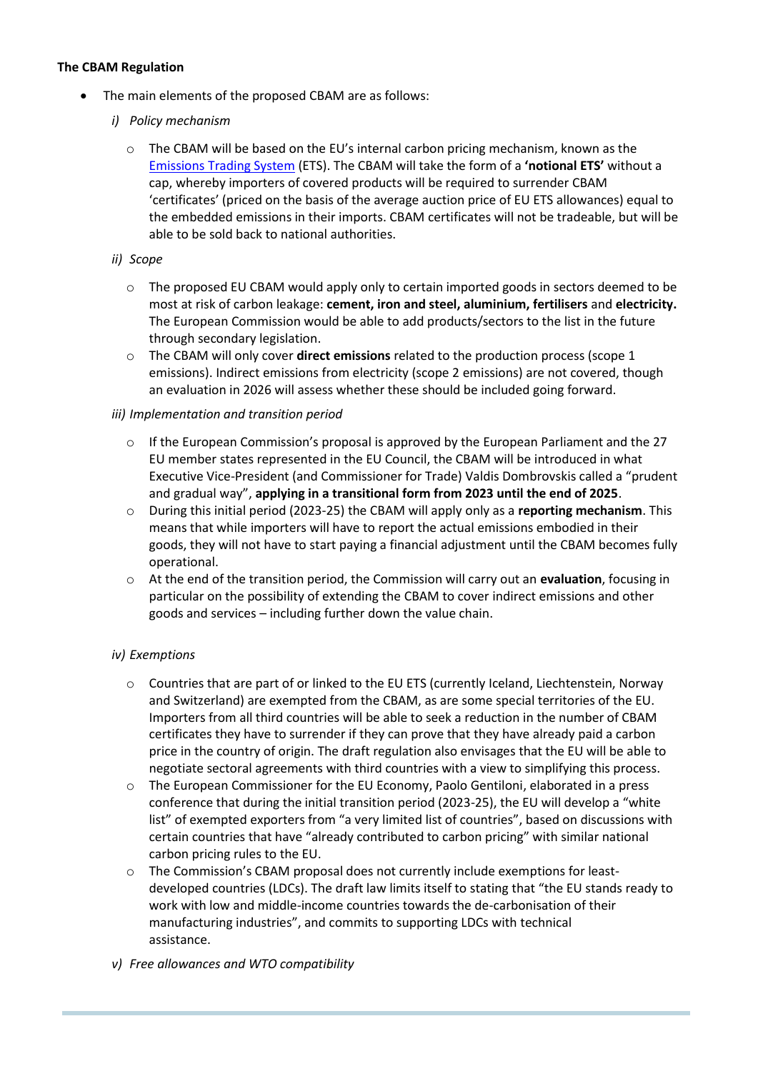**The CBAM Regulation**

- The main elements of the proposed CBAM are as follows:

  *i) Policy mechanism*

  - The CBAM will be based on the EU's internal carbon pricing mechanism, known as the [Emissions Trading System](#) (ETS). The CBAM will take the form of a **'notional ETS'** without a cap, whereby importers of covered products will be required to surrender CBAM 'certificates' (priced on the basis of the average auction price of EU ETS allowances) equal to the embedded emissions in their imports. CBAM certificates will not be tradeable, but will be able to be sold back to national authorities.

  *ii) Scope*

  - The proposed EU CBAM would apply only to certain imported goods in sectors deemed to be most at risk of carbon leakage: **cement, iron and steel, aluminium, fertilisers** and **electricity.** The European Commission would be able to add products/sectors to the list in the future through secondary legislation.
  - The CBAM will only cover **direct emissions** related to the production process (scope 1 emissions). Indirect emissions from electricity (scope 2 emissions) are not covered, though an evaluation in 2026 will assess whether these should be included going forward.

  *iii) Implementation and transition period*

  - If the European Commission's proposal is approved by the European Parliament and the 27 EU member states represented in the EU Council, the CBAM will be introduced in what Executive Vice-President (and Commissioner for Trade) Valdis Dombrovskis called a "prudent and gradual way", **applying in a transitional form from 2023 until the end of 2025**.
  - During this initial period (2023-25) the CBAM will apply only as a **reporting mechanism**. This means that while importers will have to report the actual emissions embodied in their goods, they will not have to start paying a financial adjustment until the CBAM becomes fully operational.
  - At the end of the transition period, the Commission will carry out an **evaluation**, focusing in particular on the possibility of extending the CBAM to cover indirect emissions and other goods and services – including further down the value chain.

  *iv) Exemptions*

  - Countries that are part of or linked to the EU ETS (currently Iceland, Liechtenstein, Norway and Switzerland) are exempted from the CBAM, as are some special territories of the EU. Importers from all third countries will be able to seek a reduction in the number of CBAM certificates they have to surrender if they can prove that they have already paid a carbon price in the country of origin. The draft regulation also envisages that the EU will be able to negotiate sectoral agreements with third countries with a view to simplifying this process.
  - The European Commissioner for the EU Economy, Paolo Gentiloni, elaborated in a press conference that during the initial transition period (2023-25), the EU will develop a "white list" of exempted exporters from "a very limited list of countries", based on discussions with certain countries that have "already contributed to carbon pricing" with similar national carbon pricing rules to the EU.
  - The Commission's CBAM proposal does not currently include exemptions for least-developed countries (LDCs). The draft law limits itself to stating that "the EU stands ready to work with low and middle-income countries towards the de-carbonisation of their manufacturing industries", and commits to supporting LDCs with technical assistance.

  *v) Free allowances and WTO compatibility*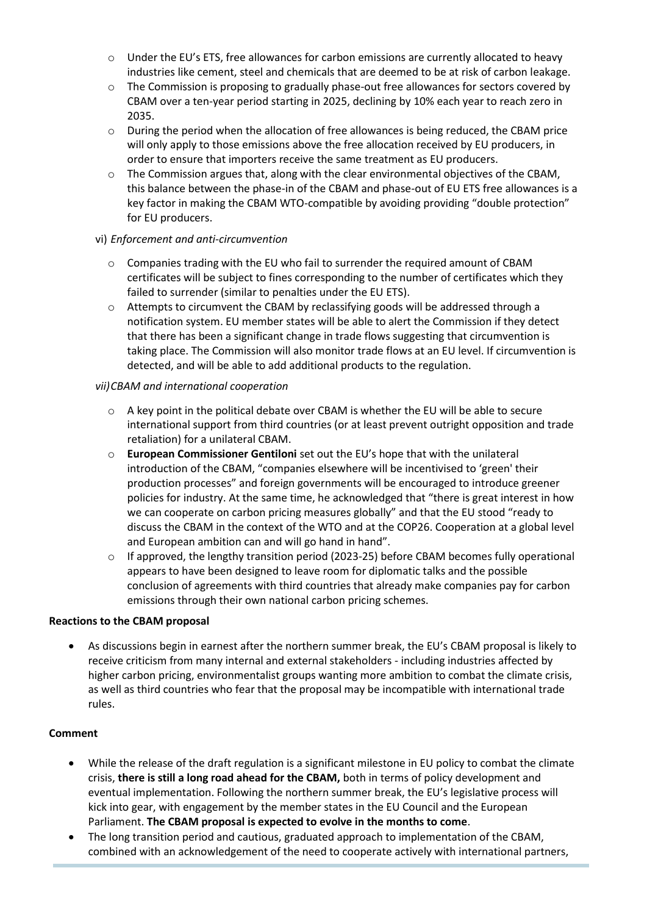- Under the EU's ETS, free allowances for carbon emissions are currently allocated to heavy industries like cement, steel and chemicals that are deemed to be at risk of carbon leakage.
- The Commission is proposing to gradually phase-out free allowances for sectors covered by CBAM over a ten-year period starting in 2025, declining by 10% each year to reach zero in 2035.
- During the period when the allocation of free allowances is being reduced, the CBAM price will only apply to those emissions above the free allocation received by EU producers, in order to ensure that importers receive the same treatment as EU producers.
- The Commission argues that, along with the clear environmental objectives of the CBAM, this balance between the phase-in of the CBAM and phase-out of EU ETS free allowances is a key factor in making the CBAM WTO-compatible by avoiding providing "double protection" for EU producers.

vi) *Enforcement and anti-circumvention*

- Companies trading with the EU who fail to surrender the required amount of CBAM certificates will be subject to fines corresponding to the number of certificates which they failed to surrender (similar to penalties under the EU ETS).
- Attempts to circumvent the CBAM by reclassifying goods will be addressed through a notification system. EU member states will be able to alert the Commission if they detect that there has been a significant change in trade flows suggesting that circumvention is taking place. The Commission will also monitor trade flows at an EU level. If circumvention is detected, and will be able to add additional products to the regulation.

*vii) CBAM and international cooperation*

- A key point in the political debate over CBAM is whether the EU will be able to secure international support from third countries (or at least prevent outright opposition and trade retaliation) for a unilateral CBAM.
- **European Commissioner Gentiloni** set out the EU's hope that with the unilateral introduction of the CBAM, "companies elsewhere will be incentivised to 'green' their production processes" and foreign governments will be encouraged to introduce greener policies for industry. At the same time, he acknowledged that "there is great interest in how we can cooperate on carbon pricing measures globally" and that the EU stood "ready to discuss the CBAM in the context of the WTO and at the COP26. Cooperation at a global level and European ambition can and will go hand in hand".
- If approved, the lengthy transition period (2023-25) before CBAM becomes fully operational appears to have been designed to leave room for diplomatic talks and the possible conclusion of agreements with third countries that already make companies pay for carbon emissions through their own national carbon pricing schemes.

**Reactions to the CBAM proposal**

- As discussions begin in earnest after the northern summer break, the EU's CBAM proposal is likely to receive criticism from many internal and external stakeholders - including industries affected by higher carbon pricing, environmentalist groups wanting more ambition to combat the climate crisis, as well as third countries who fear that the proposal may be incompatible with international trade rules.

**Comment**

- While the release of the draft regulation is a significant milestone in EU policy to combat the climate crisis, **there is still a long road ahead for the CBAM,** both in terms of policy development and eventual implementation. Following the northern summer break, the EU's legislative process will kick into gear, with engagement by the member states in the EU Council and the European Parliament. **The CBAM proposal is expected to evolve in the months to come**.
- The long transition period and cautious, graduated approach to implementation of the CBAM, combined with an acknowledgement of the need to cooperate actively with international partners,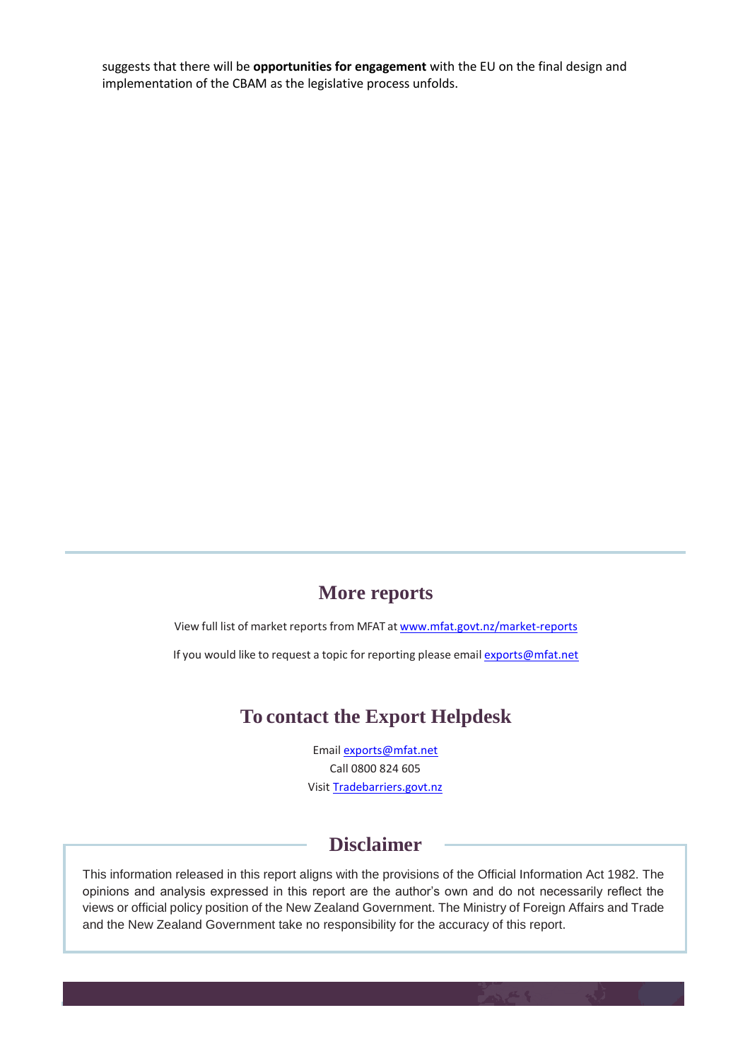suggests that there will be **opportunities for engagement** with the EU on the final design and implementation of the CBAM as the legislative process unfolds.

## More reports

View full list of market reports from MFAT at [www.mfat.govt.nz/market-reports](http://www.mfat.govt.nz/market-reports)

If you would like to request a topic for reporting please email [exports@mfat.net](mailto:exports@mfat.net)

## To contact the Export Helpdesk

Email [exports@mfat.net](mailto:exports@mfat.net)
Call 0800 824 605
Visit [Tradebarriers.govt.nz](http://Tradebarriers.govt.nz)

## Disclaimer

This information released in this report aligns with the provisions of the Official Information Act 1982. The opinions and analysis expressed in this report are the author's own and do not necessarily reflect the views or official policy position of the New Zealand Government. The Ministry of Foreign Affairs and Trade and the New Zealand Government take no responsibility for the accuracy of this report.